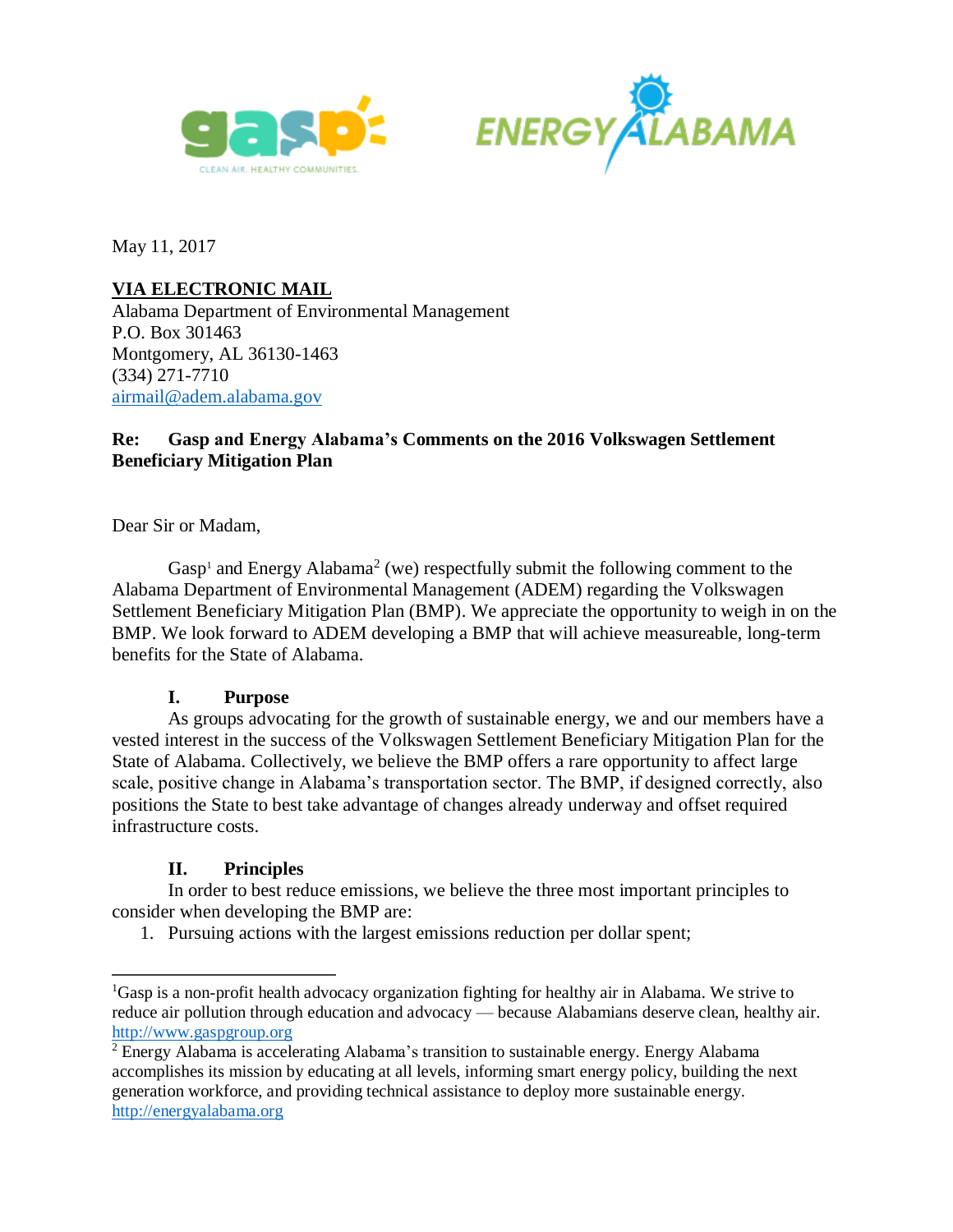May 11, 2017

**VIA ELECTRONIC MAIL**
Alabama Department of Environmental Management
P.O. Box 301463
Montgomery, AL 36130-1463
(334) 271-7710
airmail@adem.alabama.gov

**Re: Gasp and Energy Alabama's Comments on the 2016 Volkswagen Settlement Beneficiary Mitigation Plan**

Dear Sir or Madam,

Gasp[1] and Energy Alabama[2] (we) respectfully submit the following comment to the Alabama Department of Environmental Management (ADEM) regarding the Volkswagen Settlement Beneficiary Mitigation Plan (BMP). We appreciate the opportunity to weigh in on the BMP. We look forward to ADEM developing a BMP that will achieve measureable, long-term benefits for the State of Alabama.

## I. Purpose

As groups advocating for the growth of sustainable energy, we and our members have a vested interest in the success of the Volkswagen Settlement Beneficiary Mitigation Plan for the State of Alabama. Collectively, we believe the BMP offers a rare opportunity to affect large scale, positive change in Alabama's transportation sector. The BMP, if designed correctly, also positions the State to best take advantage of changes already underway and offset required infrastructure costs.

## II. Principles

In order to best reduce emissions, we believe the three most important principles to consider when developing the BMP are:

1. Pursuing actions with the largest emissions reduction per dollar spent;

---

[1] Gasp is a non-profit health advocacy organization fighting for healthy air in Alabama. We strive to reduce air pollution through education and advocacy — because Alabamians deserve clean, healthy air. http://www.gaspgroup.org

[2] Energy Alabama is accelerating Alabama's transition to sustainable energy. Energy Alabama accomplishes its mission by educating at all levels, informing smart energy policy, building the next generation workforce, and providing technical assistance to deploy more sustainable energy. http://energyalabama.org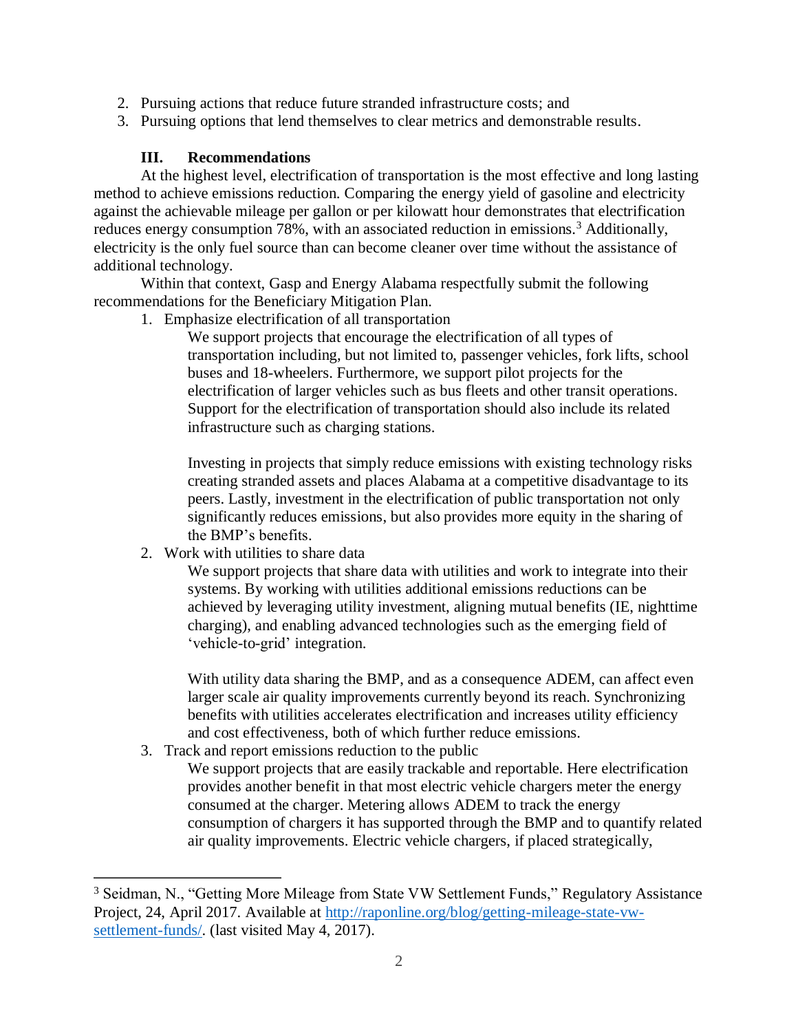2. Pursuing actions that reduce future stranded infrastructure costs; and
3. Pursuing options that lend themselves to clear metrics and demonstrable results.

## III. Recommendations

At the highest level, electrification of transportation is the most effective and long lasting method to achieve emissions reduction. Comparing the energy yield of gasoline and electricity against the achievable mileage per gallon or per kilowatt hour demonstrates that electrification reduces energy consumption 78%, with an associated reduction in emissions.[3] Additionally, electricity is the only fuel source than can become cleaner over time without the assistance of additional technology.

Within that context, Gasp and Energy Alabama respectfully submit the following recommendations for the Beneficiary Mitigation Plan.

1. Emphasize electrification of all transportation

   We support projects that encourage the electrification of all types of transportation including, but not limited to, passenger vehicles, fork lifts, school buses and 18-wheelers. Furthermore, we support pilot projects for the electrification of larger vehicles such as bus fleets and other transit operations. Support for the electrification of transportation should also include its related infrastructure such as charging stations.

   Investing in projects that simply reduce emissions with existing technology risks creating stranded assets and places Alabama at a competitive disadvantage to its peers. Lastly, investment in the electrification of public transportation not only significantly reduces emissions, but also provides more equity in the sharing of the BMP's benefits.

2. Work with utilities to share data

   We support projects that share data with utilities and work to integrate into their systems. By working with utilities additional emissions reductions can be achieved by leveraging utility investment, aligning mutual benefits (IE, nighttime charging), and enabling advanced technologies such as the emerging field of 'vehicle-to-grid' integration.

   With utility data sharing the BMP, and as a consequence ADEM, can affect even larger scale air quality improvements currently beyond its reach. Synchronizing benefits with utilities accelerates electrification and increases utility efficiency and cost effectiveness, both of which further reduce emissions.

3. Track and report emissions reduction to the public

   We support projects that are easily trackable and reportable. Here electrification provides another benefit in that most electric vehicle chargers meter the energy consumed at the charger. Metering allows ADEM to track the energy consumption of chargers it has supported through the BMP and to quantify related air quality improvements. Electric vehicle chargers, if placed strategically,

---

[3] Seidman, N., "Getting More Mileage from State VW Settlement Funds," Regulatory Assistance Project, 24, April 2017. Available at http://raponline.org/blog/getting-mileage-state-vw-settlement-funds/. (last visited May 4, 2017).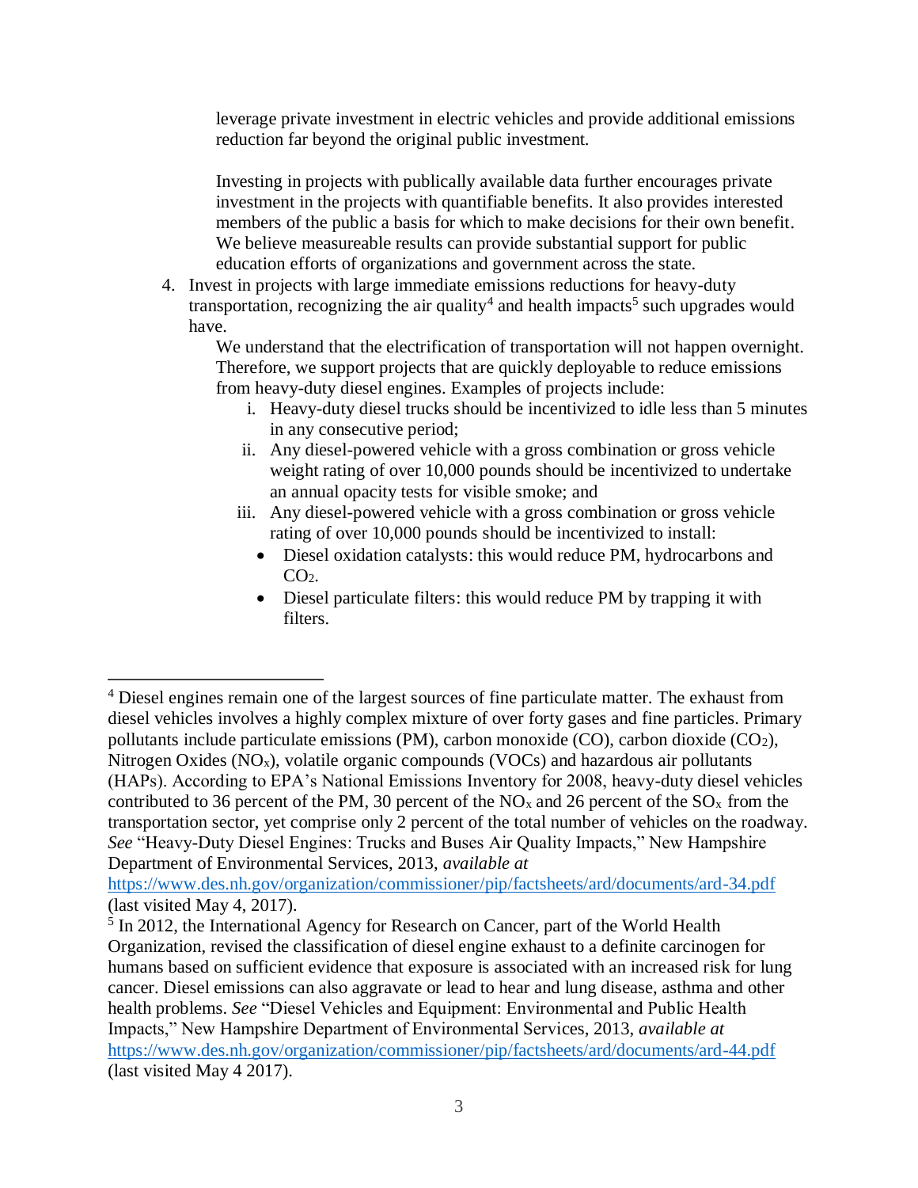leverage private investment in electric vehicles and provide additional emissions reduction far beyond the original public investment.

Investing in projects with publically available data further encourages private investment in the projects with quantifiable benefits. It also provides interested members of the public a basis for which to make decisions for their own benefit. We believe measureable results can provide substantial support for public education efforts of organizations and government across the state.

4. Invest in projects with large immediate emissions reductions for heavy-duty transportation, recognizing the air quality[4] and health impacts[5] such upgrades would have.

   We understand that the electrification of transportation will not happen overnight. Therefore, we support projects that are quickly deployable to reduce emissions from heavy-duty diesel engines. Examples of projects include:

   i. Heavy-duty diesel trucks should be incentivized to idle less than 5 minutes in any consecutive period;
   ii. Any diesel-powered vehicle with a gross combination or gross vehicle weight rating of over 10,000 pounds should be incentivized to undertake an annual opacity tests for visible smoke; and
   iii. Any diesel-powered vehicle with a gross combination or gross vehicle rating of over 10,000 pounds should be incentivized to install:
      - Diesel oxidation catalysts: this would reduce PM, hydrocarbons and $CO_2$.
      - Diesel particulate filters: this would reduce PM by trapping it with filters.

---

[4] Diesel engines remain one of the largest sources of fine particulate matter. The exhaust from diesel vehicles involves a highly complex mixture of over forty gases and fine particles. Primary pollutants include particulate emissions (PM), carbon monoxide (CO), carbon dioxide ($CO_2$), Nitrogen Oxides ($NO_x$), volatile organic compounds (VOCs) and hazardous air pollutants (HAPs). According to EPA's National Emissions Inventory for 2008, heavy-duty diesel vehicles contributed to 36 percent of the PM, 30 percent of the $NO_x$ and 26 percent of the $SO_x$ from the transportation sector, yet comprise only 2 percent of the total number of vehicles on the roadway. *See* "Heavy-Duty Diesel Engines: Trucks and Buses Air Quality Impacts," New Hampshire Department of Environmental Services, 2013, *available at* https://www.des.nh.gov/organization/commissioner/pip/factsheets/ard/documents/ard-34.pdf (last visited May 4, 2017).

[5] In 2012, the International Agency for Research on Cancer, part of the World Health Organization, revised the classification of diesel engine exhaust to a definite carcinogen for humans based on sufficient evidence that exposure is associated with an increased risk for lung cancer. Diesel emissions can also aggravate or lead to hear and lung disease, asthma and other health problems. *See* "Diesel Vehicles and Equipment: Environmental and Public Health Impacts," New Hampshire Department of Environmental Services, 2013, *available at* https://www.des.nh.gov/organization/commissioner/pip/factsheets/ard/documents/ard-44.pdf (last visited May 4 2017).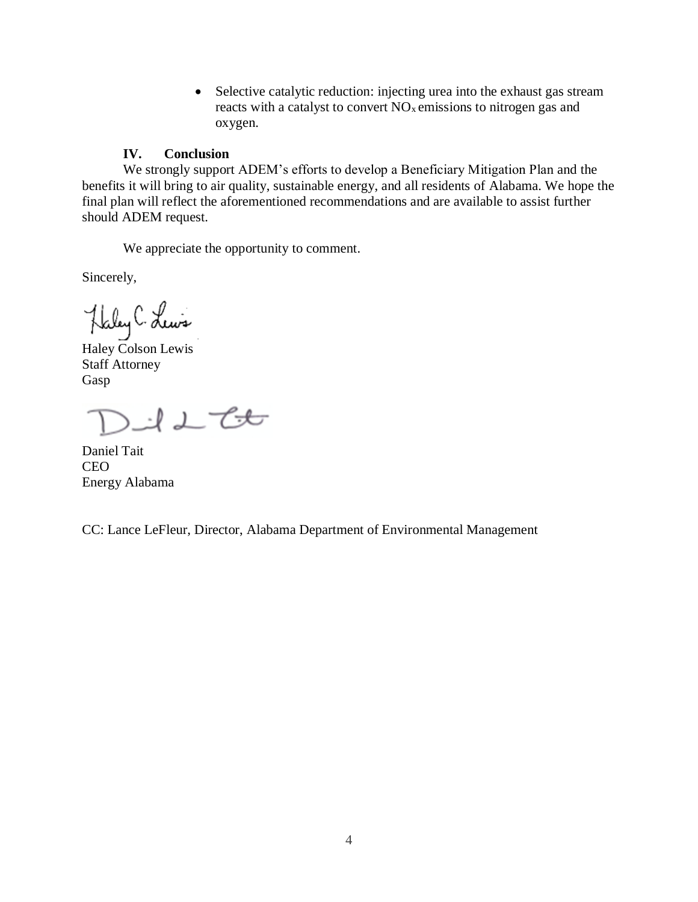- Selective catalytic reduction: injecting urea into the exhaust gas stream reacts with a catalyst to convert $NO_x$ emissions to nitrogen gas and oxygen.

## IV. Conclusion

We strongly support ADEM's efforts to develop a Beneficiary Mitigation Plan and the benefits it will bring to air quality, sustainable energy, and all residents of Alabama. We hope the final plan will reflect the aforementioned recommendations and are available to assist further should ADEM request.

We appreciate the opportunity to comment.

Sincerely,

Haley Colson Lewis
Staff Attorney
Gasp

Daniel Tait
CEO
Energy Alabama

CC: Lance LeFleur, Director, Alabama Department of Environmental Management